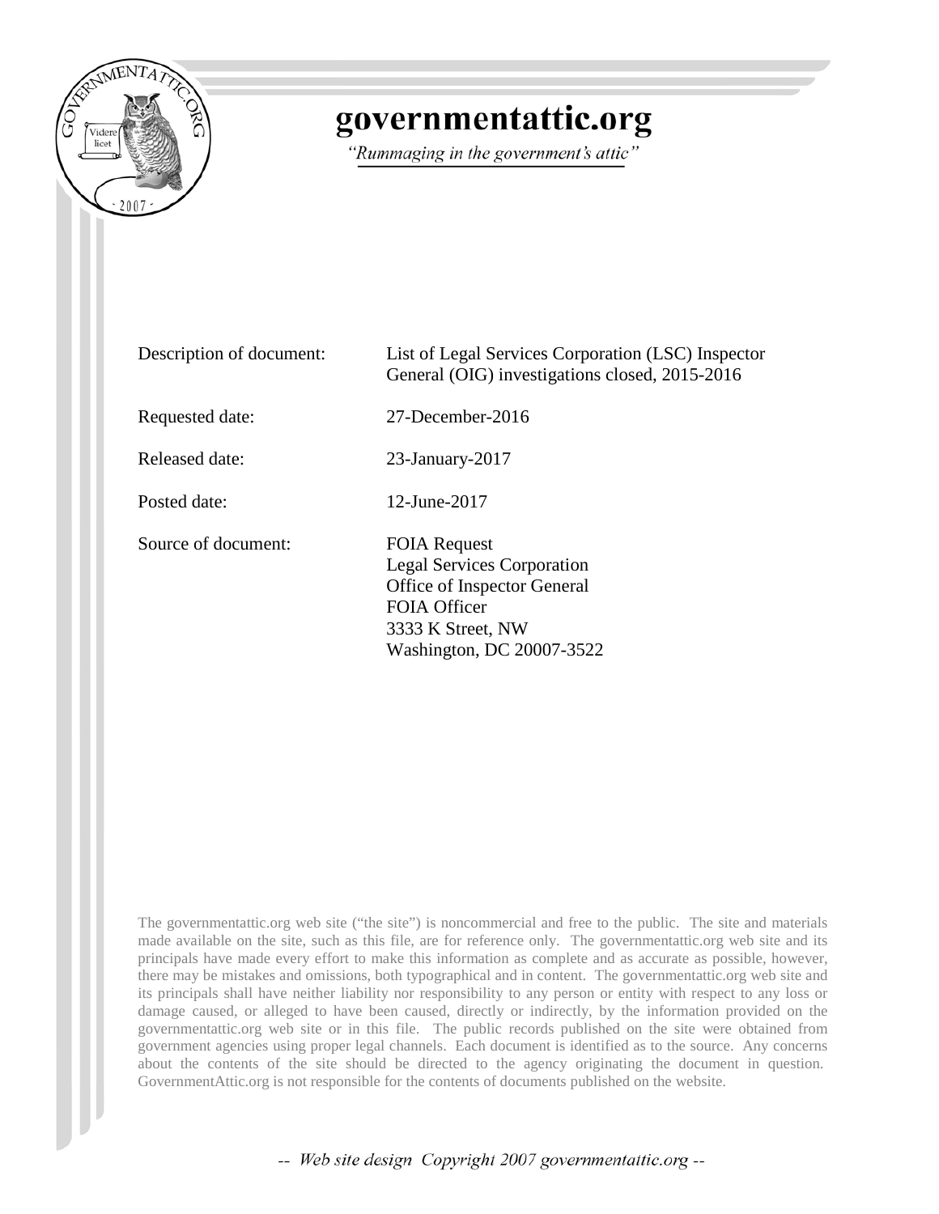# governmentattic.org

*"Rummaging in the government's attic"*

| | |
|---|---|
| Description of document: | List of Legal Services Corporation (LSC) Inspector General (OIG) investigations closed, 2015-2016 |
| Requested date: | 27-December-2016 |
| Released date: | 23-January-2017 |
| Posted date: | 12-June-2017 |
| Source of document: | FOIA Request<br>Legal Services Corporation<br>Office of Inspector General<br>FOIA Officer<br>3333 K Street, NW<br>Washington, DC 20007-3522 |

The governmentattic.org web site ("the site") is noncommercial and free to the public. The site and materials made available on the site, such as this file, are for reference only. The governmentattic.org web site and its principals have made every effort to make this information as complete and as accurate as possible, however, there may be mistakes and omissions, both typographical and in content. The governmentattic.org web site and its principals shall have neither liability nor responsibility to any person or entity with respect to any loss or damage caused, or alleged to have been caused, directly or indirectly, by the information provided on the governmentattic.org web site or in this file. The public records published on the site were obtained from government agencies using proper legal channels. Each document is identified as to the source. Any concerns about the contents of the site should be directed to the agency originating the document in question. GovernmentAttic.org is not responsible for the contents of documents published on the website.

-- Web site design Copyright 2007 governmentattic.org --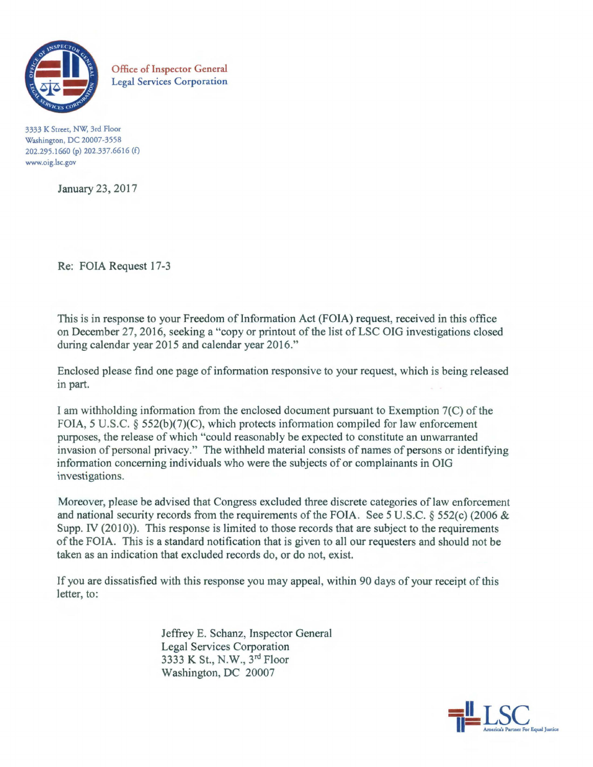**Office of Inspector General**
**Legal Services Corporation**

3333 K Street, NW, 3rd Floor
Washington, DC 20007-3558
202.295.1660 (p) 202.337.6616 (f)
www.oig.lsc.gov

January 23, 2017

Re: FOIA Request 17-3

This is in response to your Freedom of Information Act (FOIA) request, received in this office on December 27, 2016, seeking a "copy or printout of the list of LSC OIG investigations closed during calendar year 2015 and calendar year 2016."

Enclosed please find one page of information responsive to your request, which is being released in part.

I am withholding information from the enclosed document pursuant to Exemption 7(C) of the FOIA, 5 U.S.C. § 552(b)(7)(C), which protects information compiled for law enforcement purposes, the release of which "could reasonably be expected to constitute an unwarranted invasion of personal privacy." The withheld material consists of names of persons or identifying information concerning individuals who were the subjects of or complainants in OIG investigations.

Moreover, please be advised that Congress excluded three discrete categories of law enforcement and national security records from the requirements of the FOIA. See 5 U.S.C. § 552(c) (2006 & Supp. IV (2010)). This response is limited to those records that are subject to the requirements of the FOIA. This is a standard notification that is given to all our requesters and should not be taken as an indication that excluded records do, or do not, exist.

If you are dissatisfied with this response you may appeal, within 90 days of your receipt of this letter, to:

Jeffrey E. Schanz, Inspector General
Legal Services Corporation
3333 K St., N.W., 3rd Floor
Washington, DC 20007

LSC America's Partner For Equal Justice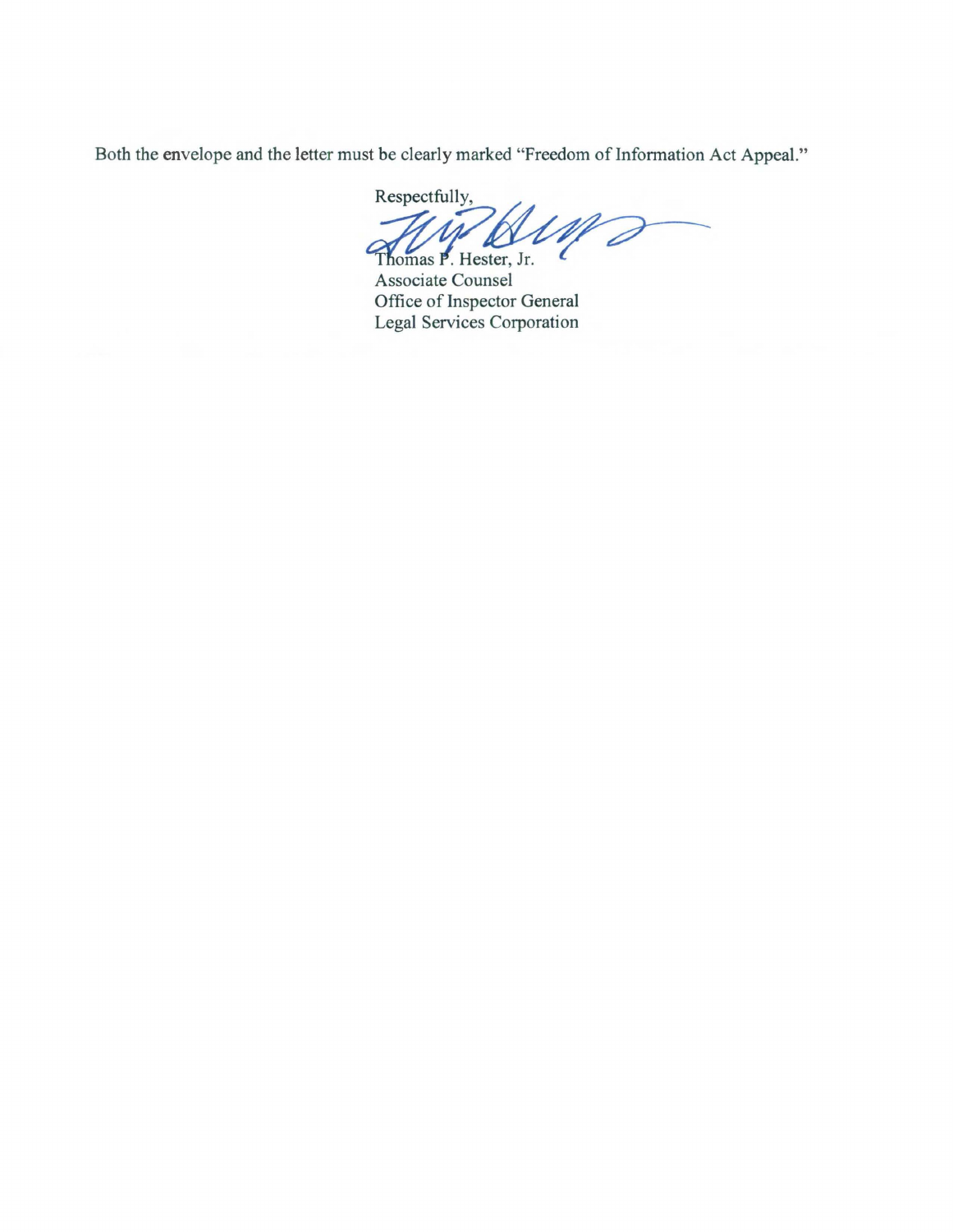Both the envelope and the letter must be clearly marked "Freedom of Information Act Appeal."

Respectfully,

Thomas P. Hester, Jr.
Associate Counsel
Office of Inspector General
Legal Services Corporation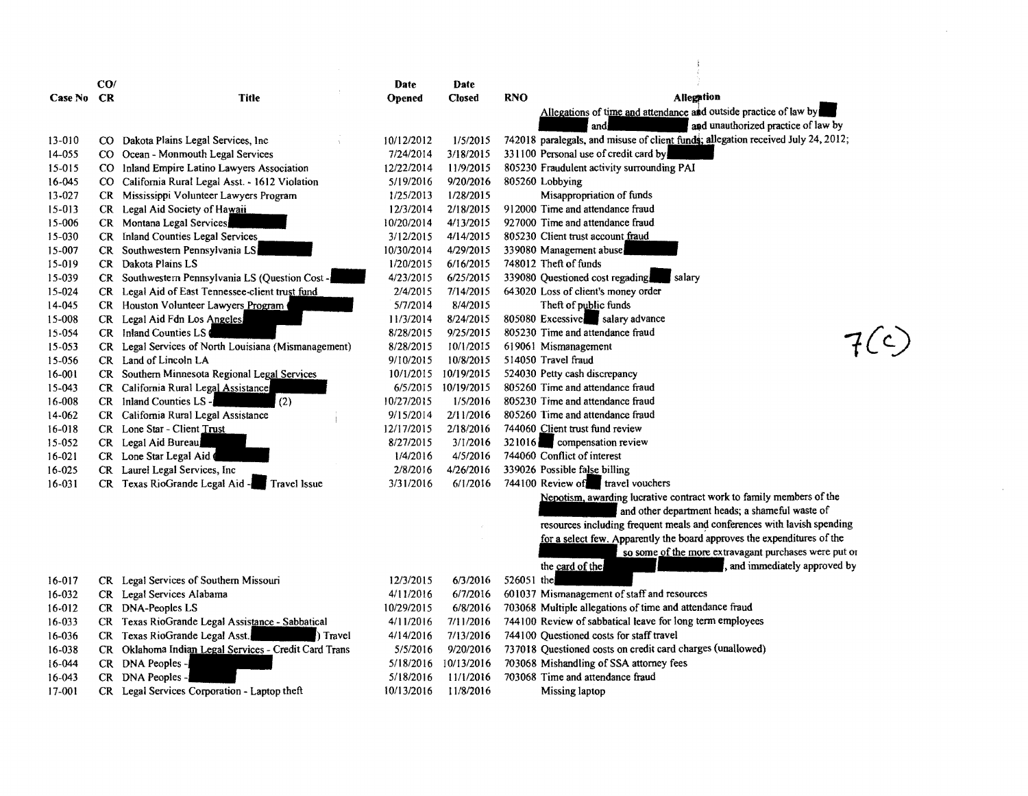| Case No | CO/ CR | Title | Date Opened | Date Closed | RNO | Allegation |
|---|---|---|---|---|---|---|
| 13-010 | CO | Dakota Plains Legal Services, Inc | 10/12/2012 | 1/5/2015 | 742018 | Allegations of time and attendance and outside practice of law by and and unauthorized practice of law by paralegals, and misuse of client funds; allegation received July 24, 2012; |
| 14-055 | CO | Ocean - Monmouth Legal Services | 7/24/2014 | 3/18/2015 | 331100 | Personal use of credit card by |
| 15-015 | CO | Inland Empire Latino Lawyers Association | 12/22/2014 | 11/9/2015 | 805230 | Fraudulent activity surrounding PAI |
| 16-045 | CO | California Rural Legal Asst. - 1612 Violation | 5/19/2016 | 9/20/2016 | 805260 | Lobbying |
| 13-027 | CR | Mississippi Volunteer Lawyers Program | 1/25/2013 | 1/28/2015 | | Misappropriation of funds |
| 15-013 | CR | Legal Aid Society of Hawaii | 12/3/2014 | 2/18/2015 | 912000 | Time and attendance fraud |
| 15-006 | CR | Montana Legal Services | 10/20/2014 | 4/13/2015 | 927000 | Time and attendance fraud |
| 15-030 | CR | Inland Counties Legal Services | 3/12/2015 | 4/14/2015 | 805230 | Client trust account fraud |
| 15-007 | CR | Southwestern Pennsylvania LS | 10/30/2014 | 4/29/2015 | 339080 | Management abuse |
| 15-019 | CR | Dakota Plains LS | 1/20/2015 | 6/16/2015 | 748012 | Theft of funds |
| 15-039 | CR | Southwestern Pennsylvania LS (Question Cost - | 4/23/2015 | 6/25/2015 | 339080 | Questioned cost regading salary |
| 15-024 | CR | Legal Aid of East Tennessee-client trust fund | 2/4/2015 | 7/14/2015 | 643020 | Loss of client's money order |
| 14-045 | CR | Houston Volunteer Lawyers Program | 5/7/2014 | 8/4/2015 | | Theft of public funds |
| 15-008 | CR | Legal Aid Fdn Los Angeles | 11/3/2014 | 8/24/2015 | 805080 | Excessive salary advance |
| 15-054 | CR | Inland Counties LS | 8/28/2015 | 9/25/2015 | 805230 | Time and attendance fraud |
| 15-053 | CR | Legal Services of North Louisiana (Mismanagement) | 8/28/2015 | 10/1/2015 | 619061 | Mismanagement |
| 15-056 | CR | Land of Lincoln LA | 9/10/2015 | 10/8/2015 | 514050 | Travel fraud |
| 16-001 | CR | Southern Minnesota Regional Legal Services | 10/1/2015 | 10/19/2015 | 524030 | Petty cash discrepancy |
| 15-043 | CR | California Rural Legal Assistance | 6/5/2015 | 10/19/2015 | 805260 | Time and attendance fraud |
| 16-008 | CR | Inland Counties LS - (2) | 10/27/2015 | 1/5/2016 | 805230 | Time and attendance fraud |
| 14-062 | CR | California Rural Legal Assistance | 9/15/2014 | 2/11/2016 | 805260 | Time and attendance fraud |
| 16-018 | CR | Lone Star - Client Trust | 12/17/2015 | 2/18/2016 | 744060 | Client trust fund review |
| 15-052 | CR | Legal Aid Bureau | 8/27/2015 | 3/1/2016 | 321016 | compensation review |
| 16-021 | CR | Lone Star Legal Aid | 1/4/2016 | 4/5/2016 | 744060 | Conflict of interest |
| 16-025 | CR | Laurel Legal Services, Inc | 2/8/2016 | 4/26/2016 | 339026 | Possible false billing |
| 16-031 | CR | Texas RioGrande Legal Aid - Travel Issue | 3/31/2016 | 6/1/2016 | 744100 | Review of travel vouchers |
| 16-017 | CR | Legal Services of Southern Missouri | 12/3/2015 | 6/3/2016 | 526051 | Nepotism, awarding lucrative contract work to family members of the and other department heads; a shameful waste of resources including frequent meals and conferences with lavish spending for a select few. Apparently the board approves the expenditures of the so some of the more extravagant purchases were put on the card of the , and immediately approved by the |
| 16-032 | CR | Legal Services Alabama | 4/11/2016 | 6/7/2016 | 601037 | Mismanagement of staff and resources |
| 16-012 | CR | DNA-Peoples LS | 10/29/2015 | 6/8/2016 | 703068 | Multiple allegations of time and attendance fraud |
| 16-033 | CR | Texas RioGrande Legal Assistance - Sabbatical | 4/11/2016 | 7/11/2016 | 744100 | Review of sabbatical leave for long term employees |
| 16-036 | CR | Texas RioGrande Legal Asst. ) Travel | 4/14/2016 | 7/13/2016 | 744100 | Questioned costs for staff travel |
| 16-038 | CR | Oklahoma Indian Legal Services - Credit Card Trans | 5/5/2016 | 9/20/2016 | 737018 | Questioned costs on credit card charges (unallowed) |
| 16-044 | CR | DNA Peoples - | 5/18/2016 | 10/13/2016 | 703068 | Mishandling of SSA attorney fees |
| 16-043 | CR | DNA Peoples - | 5/18/2016 | 11/1/2016 | 703068 | Time and attendance fraud |
| 17-001 | CR | Legal Services Corporation - Laptop theft | 10/13/2016 | 11/8/2016 | | Missing laptop |

7(c)